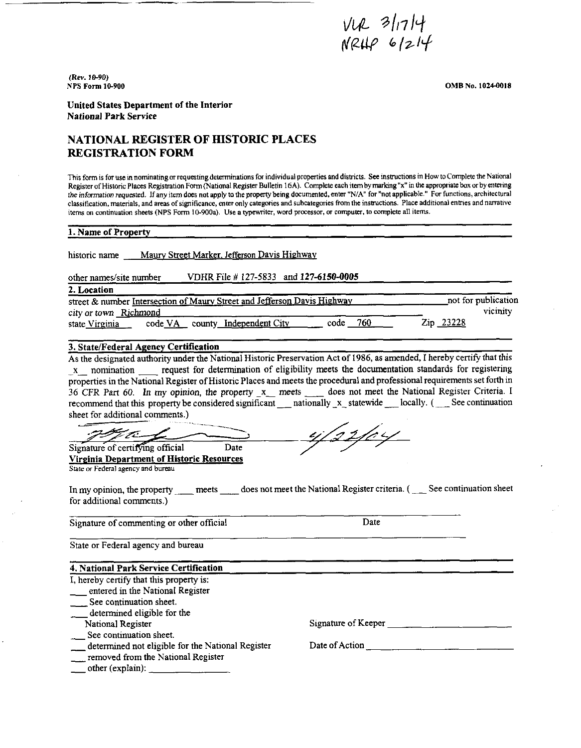VLR 3/17/4
NRHP 6/2/4

(Rev. 10-90)
NPS Form 10-900

OMB No. 1024-0018

**United States Department of the Interior**
**National Park Service**

# NATIONAL REGISTER OF HISTORIC PLACES REGISTRATION FORM

This form is for use in nominating or requesting determinations for individual properties and districts. See instructions in How to Complete the National Register of Historic Places Registration Form (National Register Bulletin 16A). Complete each item by marking "x" in the appropriate box or by entering the information requested. If any item does not apply to the property being documented, enter "N/A" for "not applicable." For functions, architectural classification, materials, and areas of significance, enter only categories and subcategories from the instructions. Place additional entries and narrative items on continuation sheets (NPS Form 10-900a). Use a typewriter, word processor, or computer, to complete all items.

## 1. Name of Property

historic name Maury Street Marker, Jefferson Davis Highway

other names/site number VDHR File # 127-5833 and **127-6150-0005**

## 2. Location

street & number Intersection of Maury Street and Jefferson Davis Highway ___ not for publication
city or town Richmond ___ vicinity
state Virginia code VA county Independent City code 760 Zip 23228

## 3. State/Federal Agency Certification

As the designated authority under the National Historic Preservation Act of 1986, as amended, I hereby certify that this _x_ nomination ___ request for determination of eligibility meets the documentation standards for registering properties in the National Register of Historic Places and meets the procedural and professional requirements set forth in 36 CFR Part 60. In my opinion, the property _x_ meets ___ does not meet the National Register Criteria. I recommend that this property be considered significant ___ nationally _x_ statewide ___ locally. ( ___ See continuation sheet for additional comments.)

Signature of certifying official Date 4/22/04
**Virginia Department of Historic Resources**
State or Federal agency and bureau

In my opinion, the property ___ meets ___ does not meet the National Register criteria. ( ___ See continuation sheet for additional comments.)

Signature of commenting or other official Date

State or Federal agency and bureau

## 4. National Park Service Certification

I, hereby certify that this property is:

___ entered in the National Register
___ See continuation sheet.
___ determined eligible for the National Register
___ See continuation sheet.
___ determined not eligible for the National Register
___ removed from the National Register
___ other (explain): ___

Signature of Keeper ___

Date of Action ___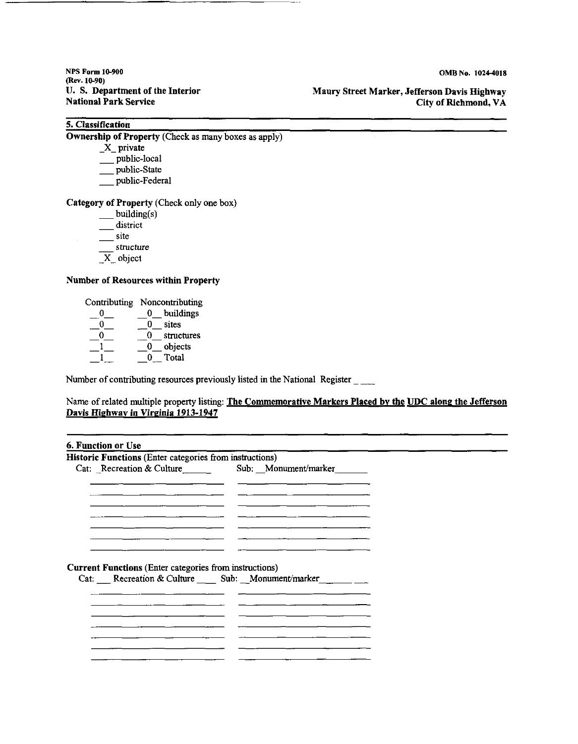## 5. Classification

**Ownership of Property** (Check as many boxes as apply)

- _X_ private
- ___ public-local
- ___ public-State
- ___ public-Federal

**Category of Property** (Check only one box)

- ___ building(s)
- ___ district
- ___ site
- ___ structure
- _X_ object

**Number of Resources within Property**

| Contributing | Noncontributing | |
|---|---|---|
| 0 | 0 | buildings |
| 0 | 0 | sites |
| 0 | 0 | structures |
| 1 | 0 | objects |
| 1 | 0 | Total |

Number of contributing resources previously listed in the National Register ____

Name of related multiple property listing: **The Commemorative Markers Placed by the UDC along the Jefferson Davis Highway in Virginia 1913-1947**

## 6. Function or Use

**Historic Functions** (Enter categories from instructions)

Cat: Recreation & Culture &nbsp;&nbsp;&nbsp; Sub: Monument/marker

**Current Functions** (Enter categories from instructions)

Cat: Recreation & Culture &nbsp;&nbsp;&nbsp; Sub: Monument/marker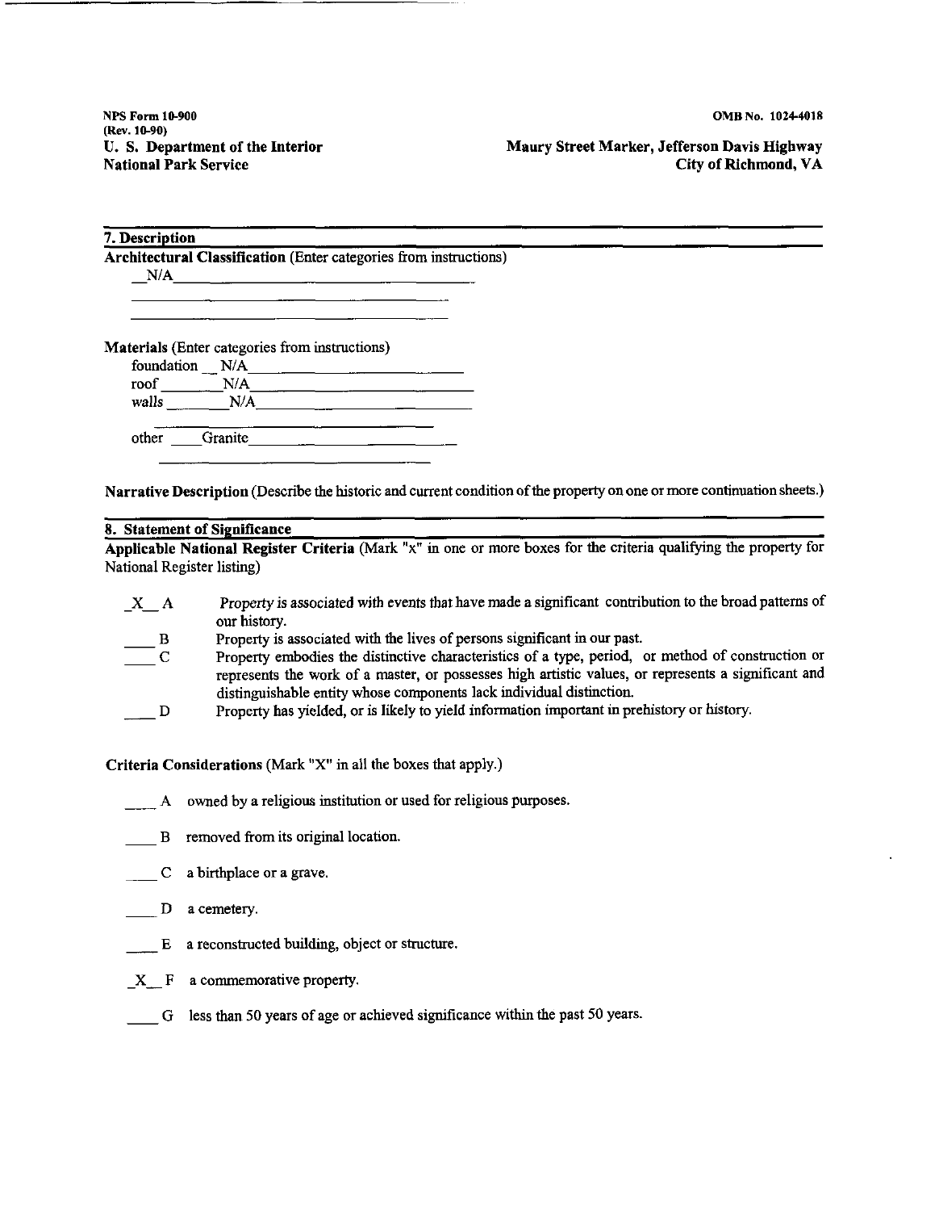NPS Form 10-900
(Rev. 10-90)
**U. S. Department of the Interior**
**National Park Service**

OMB No. 1024-4018
**Maury Street Marker, Jefferson Davis Highway**
**City of Richmond, VA**

## 7. Description

**Architectural Classification** (Enter categories from instructions)

N/A

**Materials** (Enter categories from instructions)

foundation N/A
roof N/A
walls N/A

other Granite

**Narrative Description** (Describe the historic and current condition of the property on one or more continuation sheets.)

## 8. Statement of Significance

**Applicable National Register Criteria** (Mark "x" in one or more boxes for the criteria qualifying the property for National Register listing)

- _X_ A Property is associated with events that have made a significant contribution to the broad patterns of our history.
- ___ B Property is associated with the lives of persons significant in our past.
- ___ C Property embodies the distinctive characteristics of a type, period, or method of construction or represents the work of a master, or possesses high artistic values, or represents a significant and distinguishable entity whose components lack individual distinction.
- ___ D Property has yielded, or is likely to yield information important in prehistory or history.

**Criteria Considerations** (Mark "X" in all the boxes that apply.)

- ___ A owned by a religious institution or used for religious purposes.
- ___ B removed from its original location.
- ___ C a birthplace or a grave.
- ___ D a cemetery.
- ___ E a reconstructed building, object or structure.
- _X_ F a commemorative property.
- ___ G less than 50 years of age or achieved significance within the past 50 years.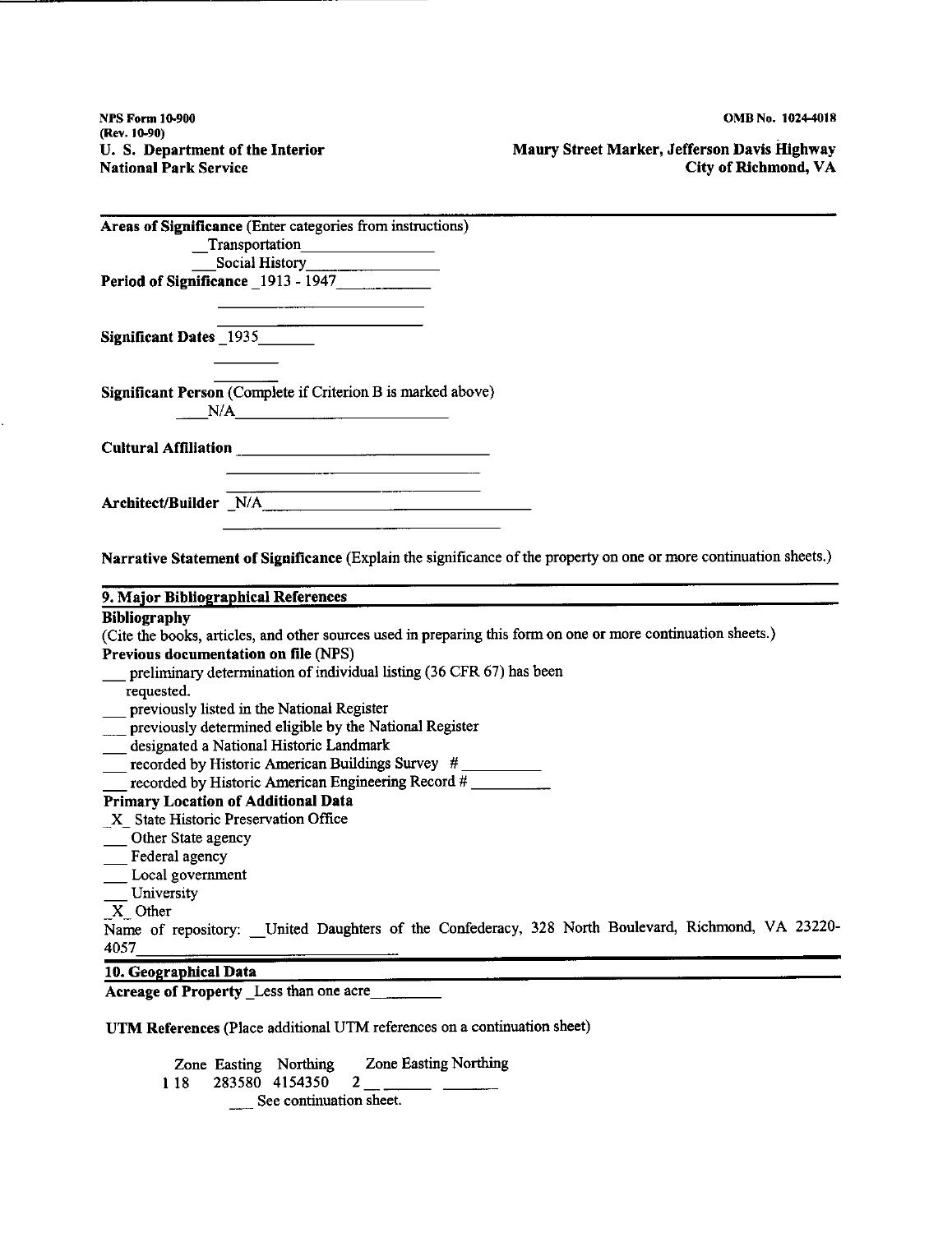**Areas of Significance** (Enter categories from instructions)

__Transportation________________

___Social History________________

**Period of Significance** _1913 - 1947___________

**Significant Dates** _1935_______

**Significant Person** (Complete if Criterion B is marked above)

____N/A__________________________

**Cultural Affiliation** ______________________________

**Architect/Builder** _N/A_________________________________

**Narrative Statement of Significance** (Explain the significance of the property on one or more continuation sheets.)

## 9. Major Bibliographical References

**Bibliography**

(Cite the books, articles, and other sources used in preparing this form on one or more continuation sheets.)

**Previous documentation on file** (NPS)

___ preliminary determination of individual listing (36 CFR 67) has been requested.

___ previously listed in the National Register

___ previously determined eligible by the National Register

___ designated a National Historic Landmark

___ recorded by Historic American Buildings Survey # __________

___ recorded by Historic American Engineering Record # __________

**Primary Location of Additional Data**

_X_ State Historic Preservation Office

___ Other State agency

___ Federal agency

___ Local government

___ University

_X_ Other

Name of repository: __United Daughters of the Confederacy, 328 North Boulevard, Richmond, VA 23220-4057________________________________

## 10. Geographical Data

**Acreage of Property** _Less than one acre_________

**UTM References** (Place additional UTM references on a continuation sheet)

| | Zone | Easting | Northing | | Zone | Easting | Northing |
|---|---|---|---|---|---|---|---|
| 1 | 18 | 283580 | 4154350 | 2 | __ | ______ | ______ |

___ See continuation sheet.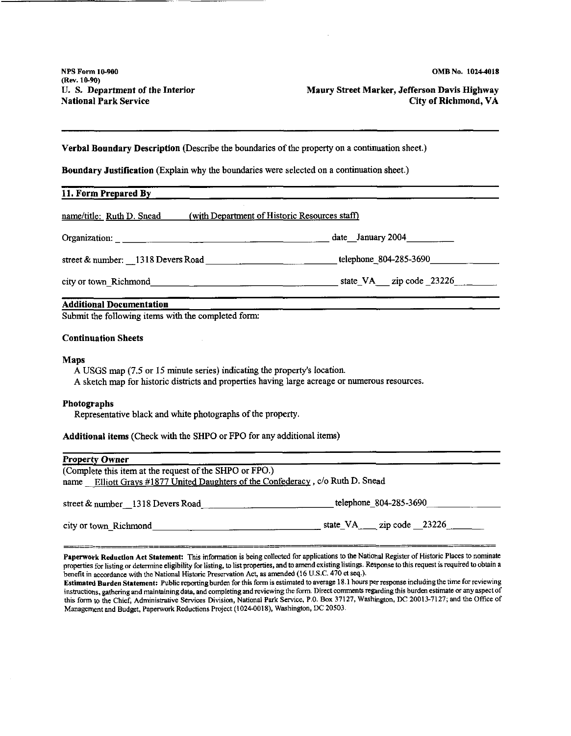NPS Form 10-900
(Rev. 10-90)
U. S. Department of the Interior
National Park Service

OMB No. 1024-4018

**Maury Street Marker, Jefferson Davis Highway**
**City of Richmond, VA**

---

**Verbal Boundary Description** (Describe the boundaries of the property on a continuation sheet.)

**Boundary Justification** (Explain why the boundaries were selected on a continuation sheet.)

## 11. Form Prepared By

name/title: Ruth D. Snead (with Department of Historic Resources staff)

Organization: \_\_\_\_\_\_\_\_\_\_ date January 2004

street & number: 1318 Devers Road telephone 804-285-3690

city or town Richmond state VA zip code 23226

## Additional Documentation

Submit the following items with the completed form:

**Continuation Sheets**

**Maps**
A USGS map (7.5 or 15 minute series) indicating the property's location.
A sketch map for historic districts and properties having large acreage or numerous resources.

**Photographs**
Representative black and white photographs of the property.

**Additional items** (Check with the SHPO or FPO for any additional items)

## Property Owner

(Complete this item at the request of the SHPO or FPO.)
name Elliott Grays #1877 United Daughters of the Confederacy, c/o Ruth D. Snead

street & number 1318 Devers Road telephone 804-285-3690

city or town Richmond state VA zip code 23226

---

**Paperwork Reduction Act Statement:** This information is being collected for applications to the National Register of Historic Places to nominate properties for listing or determine eligibility for listing, to list properties, and to amend existing listings. Response to this request is required to obtain a benefit in accordance with the National Historic Preservation Act, as amended (16 U.S.C. 470 et seq.).

**Estimated Burden Statement:** Public reporting burden for this form is estimated to average 18.1 hours per response including the time for reviewing instructions, gathering and maintaining data, and completing and reviewing the form. Direct comments regarding this burden estimate or any aspect of this form to the Chief, Administrative Services Division, National Park Service, P.O. Box 37127, Washington, DC 20013-7127; and the Office of Management and Budget, Paperwork Reductions Project (1024-0018), Washington, DC 20503.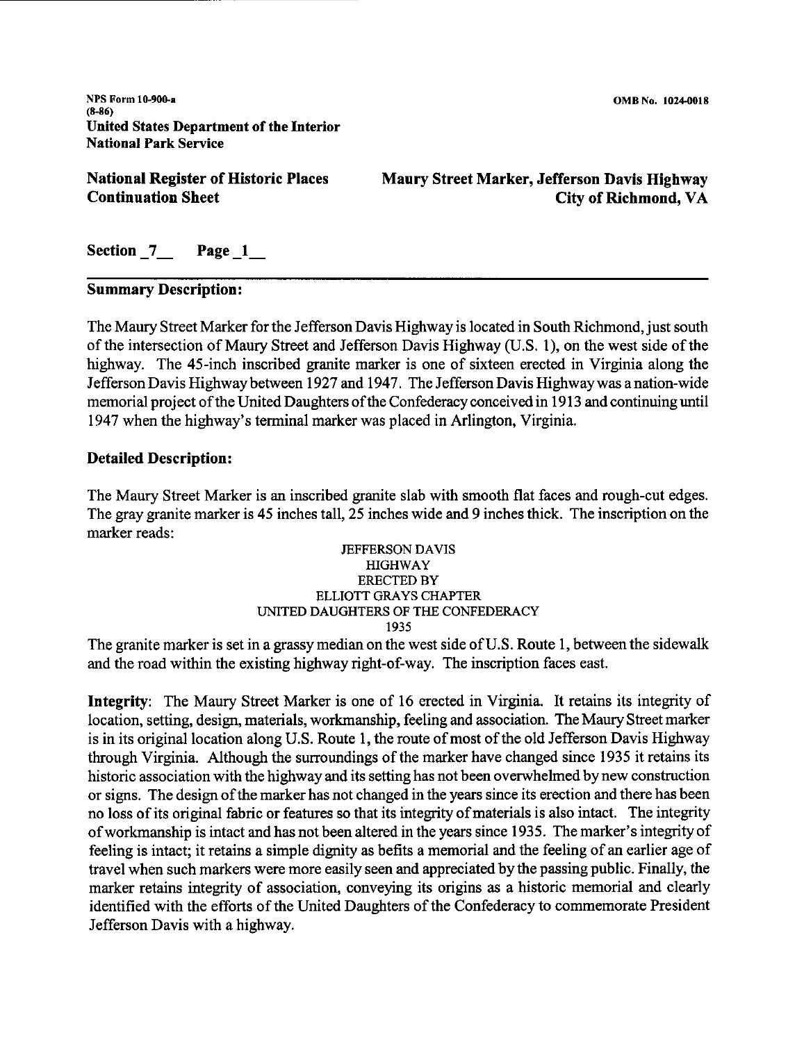NPS Form 10-900-a
(8-86)
**United States Department of the Interior**
**National Park Service**

OMB No. 1024-0018

**National Register of Historic Places Continuation Sheet**

**Maury Street Marker, Jefferson Davis Highway**
**City of Richmond, VA**

**Section 7 Page 1**

## Summary Description:

The Maury Street Marker for the Jefferson Davis Highway is located in South Richmond, just south of the intersection of Maury Street and Jefferson Davis Highway (U.S. 1), on the west side of the highway. The 45-inch inscribed granite marker is one of sixteen erected in Virginia along the Jefferson Davis Highway between 1927 and 1947. The Jefferson Davis Highway was a nation-wide memorial project of the United Daughters of the Confederacy conceived in 1913 and continuing until 1947 when the highway's terminal marker was placed in Arlington, Virginia.

## Detailed Description:

The Maury Street Marker is an inscribed granite slab with smooth flat faces and rough-cut edges. The gray granite marker is 45 inches tall, 25 inches wide and 9 inches thick. The inscription on the marker reads:

JEFFERSON DAVIS
HIGHWAY
ERECTED BY
ELLIOTT GRAYS CHAPTER
UNITED DAUGHTERS OF THE CONFEDERACY
1935

The granite marker is set in a grassy median on the west side of U.S. Route 1, between the sidewalk and the road within the existing highway right-of-way. The inscription faces east.

**Integrity**: The Maury Street Marker is one of 16 erected in Virginia. It retains its integrity of location, setting, design, materials, workmanship, feeling and association. The Maury Street marker is in its original location along U.S. Route 1, the route of most of the old Jefferson Davis Highway through Virginia. Although the surroundings of the marker have changed since 1935 it retains its historic association with the highway and its setting has not been overwhelmed by new construction or signs. The design of the marker has not changed in the years since its erection and there has been no loss of its original fabric or features so that its integrity of materials is also intact. The integrity of workmanship is intact and has not been altered in the years since 1935. The marker's integrity of feeling is intact; it retains a simple dignity as befits a memorial and the feeling of an earlier age of travel when such markers were more easily seen and appreciated by the passing public. Finally, the marker retains integrity of association, conveying its origins as a historic memorial and clearly identified with the efforts of the United Daughters of the Confederacy to commemorate President Jefferson Davis with a highway.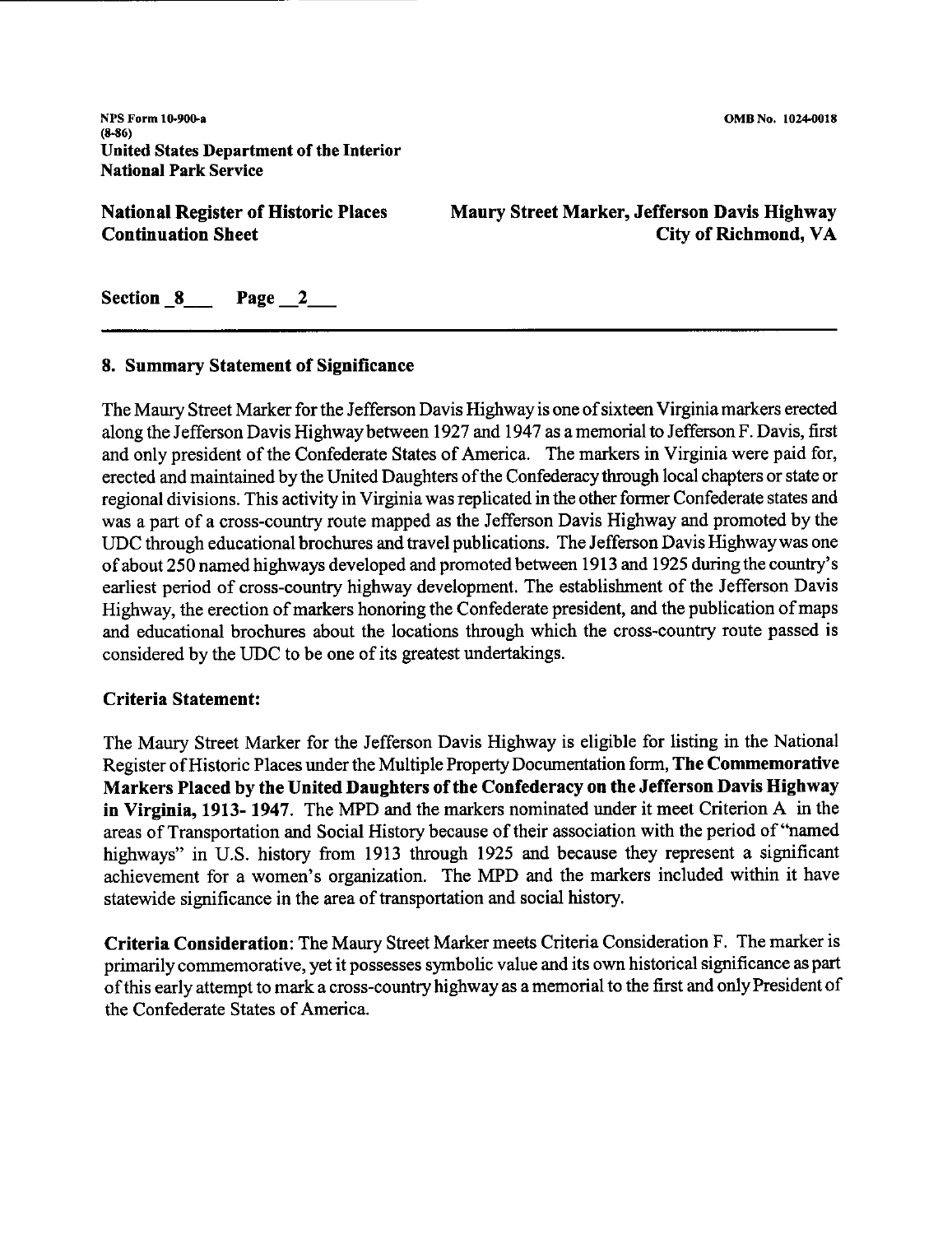Section 8 Page 2

## 8. Summary Statement of Significance

The Maury Street Marker for the Jefferson Davis Highway is one of sixteen Virginia markers erected along the Jefferson Davis Highway between 1927 and 1947 as a memorial to Jefferson F. Davis, first and only president of the Confederate States of America. The markers in Virginia were paid for, erected and maintained by the United Daughters of the Confederacy through local chapters or state or regional divisions. This activity in Virginia was replicated in the other former Confederate states and was a part of a cross-country route mapped as the Jefferson Davis Highway and promoted by the UDC through educational brochures and travel publications. The Jefferson Davis Highway was one of about 250 named highways developed and promoted between 1913 and 1925 during the country's earliest period of cross-country highway development. The establishment of the Jefferson Davis Highway, the erection of markers honoring the Confederate president, and the publication of maps and educational brochures about the locations through which the cross-country route passed is considered by the UDC to be one of its greatest undertakings.

### Criteria Statement:

The Maury Street Marker for the Jefferson Davis Highway is eligible for listing in the National Register of Historic Places under the Multiple Property Documentation form, **The Commemorative Markers Placed by the United Daughters of the Confederacy on the Jefferson Davis Highway in Virginia, 1913- 1947**. The MPD and the markers nominated under it meet Criterion A in the areas of Transportation and Social History because of their association with the period of "named highways" in U.S. history from 1913 through 1925 and because they represent a significant achievement for a women's organization. The MPD and the markers included within it have statewide significance in the area of transportation and social history.

**Criteria Consideration**: The Maury Street Marker meets Criteria Consideration F. The marker is primarily commemorative, yet it possesses symbolic value and its own historical significance as part of this early attempt to mark a cross-country highway as a memorial to the first and only President of the Confederate States of America.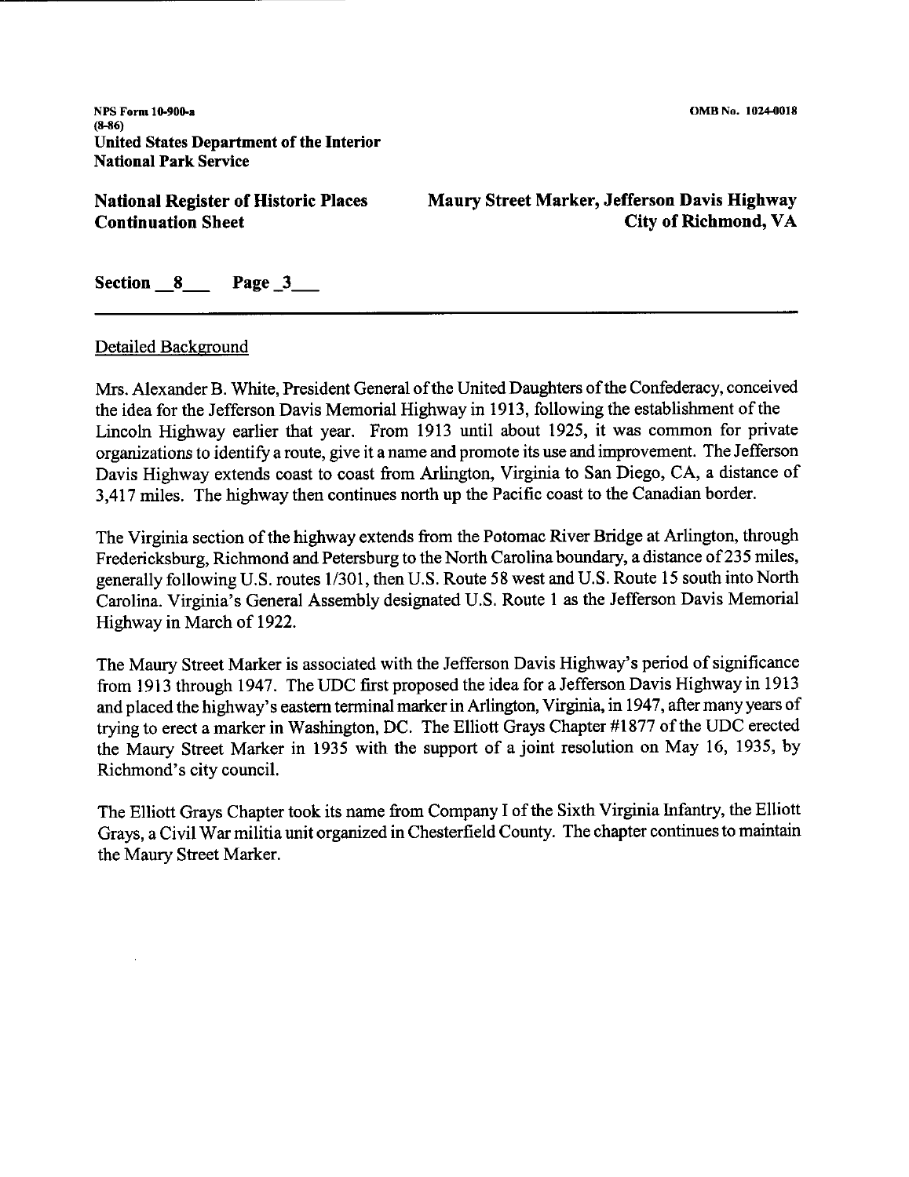NPS Form 10-900-a
(8-86)
**United States Department of the Interior**
**National Park Service**

**National Register of Historic Places Continuation Sheet**

**Maury Street Marker, Jefferson Davis Highway**
**City of Richmond, VA**

**Section 8 Page 3**

Detailed Background

Mrs. Alexander B. White, President General of the United Daughters of the Confederacy, conceived the idea for the Jefferson Davis Memorial Highway in 1913, following the establishment of the Lincoln Highway earlier that year. From 1913 until about 1925, it was common for private organizations to identify a route, give it a name and promote its use and improvement. The Jefferson Davis Highway extends coast to coast from Arlington, Virginia to San Diego, CA, a distance of 3,417 miles. The highway then continues north up the Pacific coast to the Canadian border.

The Virginia section of the highway extends from the Potomac River Bridge at Arlington, through Fredericksburg, Richmond and Petersburg to the North Carolina boundary, a distance of 235 miles, generally following U.S. routes 1/301, then U.S. Route 58 west and U.S. Route 15 south into North Carolina. Virginia's General Assembly designated U.S. Route 1 as the Jefferson Davis Memorial Highway in March of 1922.

The Maury Street Marker is associated with the Jefferson Davis Highway's period of significance from 1913 through 1947. The UDC first proposed the idea for a Jefferson Davis Highway in 1913 and placed the highway's eastern terminal marker in Arlington, Virginia, in 1947, after many years of trying to erect a marker in Washington, DC. The Elliott Grays Chapter #1877 of the UDC erected the Maury Street Marker in 1935 with the support of a joint resolution on May 16, 1935, by Richmond's city council.

The Elliott Grays Chapter took its name from Company I of the Sixth Virginia Infantry, the Elliott Grays, a Civil War militia unit organized in Chesterfield County. The chapter continues to maintain the Maury Street Marker.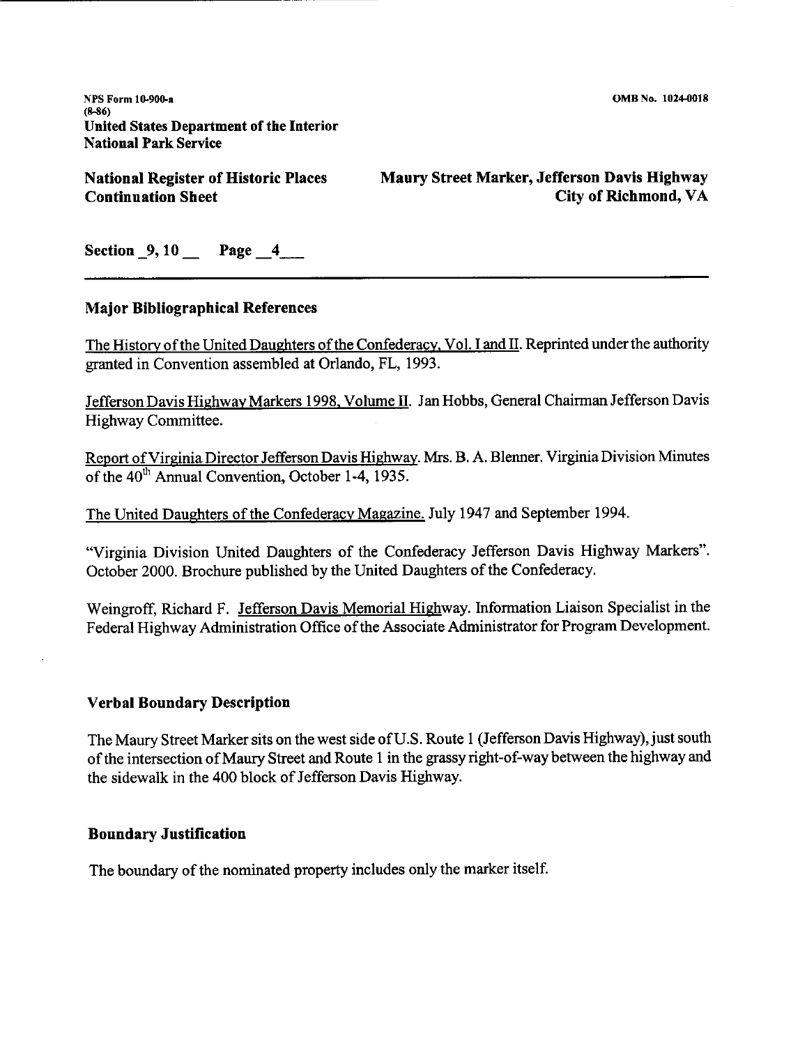NPS Form 10-900-a
(8-86)
**United States Department of the Interior**
**National Park Service**

**National Register of Historic Places Continuation Sheet**

**Maury Street Marker, Jefferson Davis Highway**
**City of Richmond, VA**

**Section 9, 10 Page 4**

## Major Bibliographical References

The History of the United Daughters of the Confederacy, Vol. I and II. Reprinted under the authority granted in Convention assembled at Orlando, FL, 1993.

Jefferson Davis Highway Markers 1998, Volume II. Jan Hobbs, General Chairman Jefferson Davis Highway Committee.

Report of Virginia Director Jefferson Davis Highway. Mrs. B. A. Blenner. Virginia Division Minutes of the 40th Annual Convention, October 1-4, 1935.

The United Daughters of the Confederacy Magazine. July 1947 and September 1994.

"Virginia Division United Daughters of the Confederacy Jefferson Davis Highway Markers". October 2000. Brochure published by the United Daughters of the Confederacy.

Weingroff, Richard F. Jefferson Davis Memorial Highway. Information Liaison Specialist in the Federal Highway Administration Office of the Associate Administrator for Program Development.

## Verbal Boundary Description

The Maury Street Marker sits on the west side of U.S. Route 1 (Jefferson Davis Highway), just south of the intersection of Maury Street and Route 1 in the grassy right-of-way between the highway and the sidewalk in the 400 block of Jefferson Davis Highway.

## Boundary Justification

The boundary of the nominated property includes only the marker itself.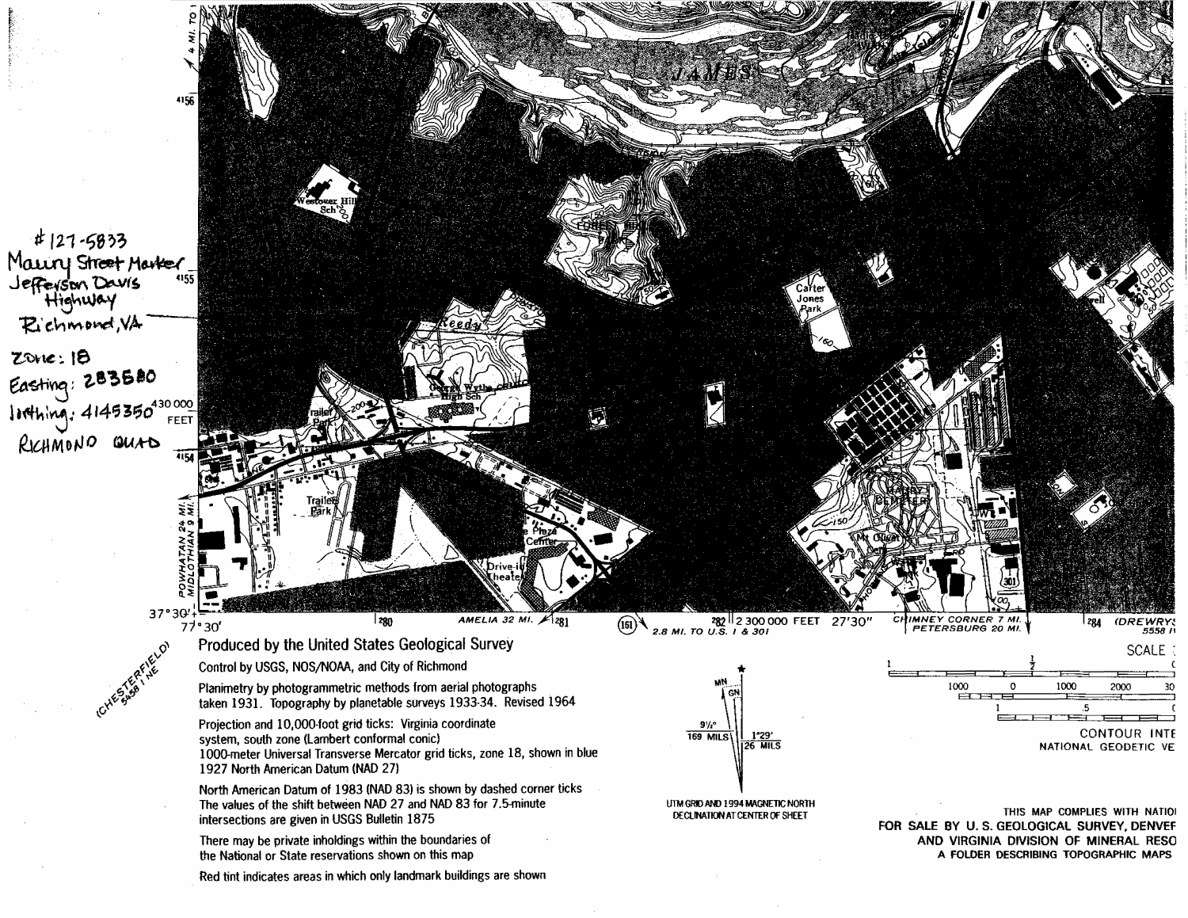#127-5833
Maury Street Marker
Jefferson Davis Highway
Richmond, VA

Zone: 18
Easting: 283580
Northing: 4145350

RICHMOND QUAD

(CHESTERFIELD) 5458 I NE

Produced by the United States Geological Survey

Control by USGS, NOS/NOAA, and City of Richmond

Planimetry by photogrammetric methods from aerial photographs taken 1931. Topography by planetable surveys 1933-34. Revised 1964

Projection and 10,000-foot grid ticks: Virginia coordinate system, south zone (Lambert conformal conic)
1000-meter Universal Transverse Mercator grid ticks, zone 18, shown in blue
1927 North American Datum (NAD 27)

North American Datum of 1983 (NAD 83) is shown by dashed corner ticks
The values of the shift between NAD 27 and NAD 83 for 7.5-minute intersections are given in USGS Bulletin 1875

There may be private inholdings within the boundaries of the National or State reservations shown on this map

Red tint indicates areas in which only landmark buildings are shown

MN
GN
9½°
169 MILS
1°29'
26 MILS

UTM GRID AND 1994 MAGNETIC NORTH DECLINATION AT CENTER OF SHEET

SCALE

CONTOUR INTE
NATIONAL GEODETIC VE

THIS MAP COMPLIES WITH NATIO
FOR SALE BY U. S. GEOLOGICAL SURVEY, DENVEF
AND VIRGINIA DIVISION OF MINERAL RESO
A FOLDER DESCRIBING TOPOGRAPHIC MAPS